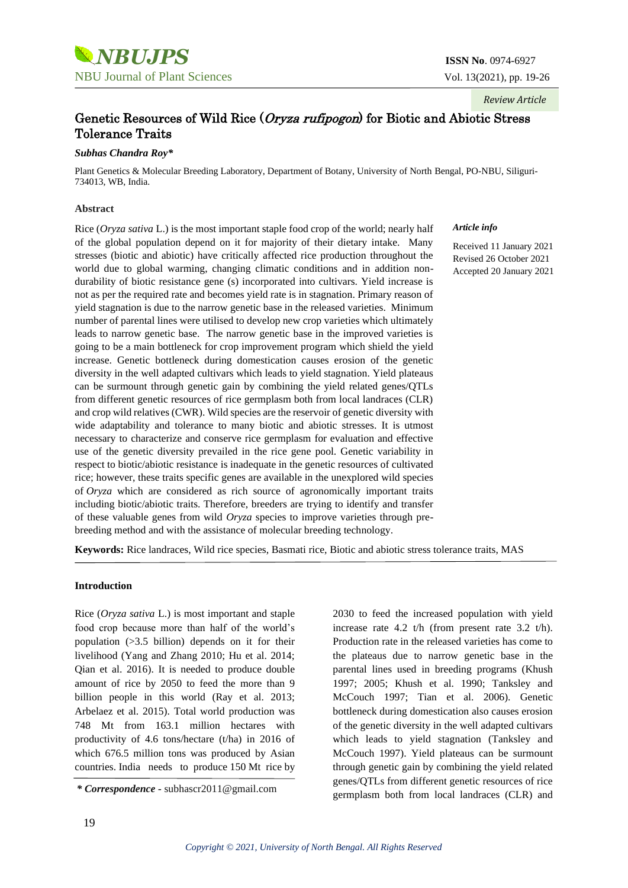*Review Article*

# Genetic Resources of Wild Rice (*Oryza rufipogon*) for Biotic and Abiotic Stress Tolerance Traits

***Subhas Chandra Roy****

Plant Genetics & Molecular Breeding Laboratory, Department of Botany, University of North Bengal, PO-NBU, Siliguri-734013, WB, India.

**Abstract**

Rice (*Oryza sativa* L.) is the most important staple food crop of the world; nearly half of the global population depend on it for majority of their dietary intake. Many stresses (biotic and abiotic) have critically affected rice production throughout the world due to global warming, changing climatic conditions and in addition non-durability of biotic resistance gene (s) incorporated into cultivars. Yield increase is not as per the required rate and becomes yield rate is in stagnation. Primary reason of yield stagnation is due to the narrow genetic base in the released varieties. Minimum number of parental lines were utilised to develop new crop varieties which ultimately leads to narrow genetic base. The narrow genetic base in the improved varieties is going to be a main bottleneck for crop improvement program which shield the yield increase. Genetic bottleneck during domestication causes erosion of the genetic diversity in the well adapted cultivars which leads to yield stagnation. Yield plateaus can be surmount through genetic gain by combining the yield related genes/QTLs from different genetic resources of rice germplasm both from local landraces (CLR) and crop wild relatives (CWR). Wild species are the reservoir of genetic diversity with wide adaptability and tolerance to many biotic and abiotic stresses. It is utmost necessary to characterize and conserve rice germplasm for evaluation and effective use of the genetic diversity prevailed in the rice gene pool. Genetic variability in respect to biotic/abiotic resistance is inadequate in the genetic resources of cultivated rice; however, these traits specific genes are available in the unexplored wild species of *Oryza* which are considered as rich source of agronomically important traits including biotic/abiotic traits. Therefore, breeders are trying to identify and transfer of these valuable genes from wild *Oryza* species to improve varieties through pre-breeding method and with the assistance of molecular breeding technology.

***Article info***

Received 11 January 2021
Revised 26 October 2021
Accepted 20 January 2021

**Keywords:** Rice landraces, Wild rice species, Basmati rice, Biotic and abiotic stress tolerance traits, MAS

## Introduction

Rice (*Oryza sativa* L.) is most important and staple food crop because more than half of the world's population (>3.5 billion) depends on it for their livelihood (Yang and Zhang 2010; Hu et al. 2014; Qian et al. 2016). It is needed to produce double amount of rice by 2050 to feed the more than 9 billion people in this world (Ray et al. 2013; Arbelaez et al. 2015). Total world production was 748 Mt from 163.1 million hectares with productivity of 4.6 tons/hectare (t/ha) in 2016 of which 676.5 million tons was produced by Asian countries. India needs to produce 150 Mt rice by 2030 to feed the increased population with yield increase rate 4.2 t/h (from present rate 3.2 t/h). Production rate in the released varieties has come to the plateaus due to narrow genetic base in the parental lines used in breeding programs (Khush 1997; 2005; Khush et al. 1990; Tanksley and McCouch 1997; Tian et al. 2006). Genetic bottleneck during domestication also causes erosion of the genetic diversity in the well adapted cultivars which leads to yield stagnation (Tanksley and McCouch 1997). Yield plateaus can be surmount through genetic gain by combining the yield related genes/QTLs from different genetic resources of rice germplasm both from local landraces (CLR) and

*** *Correspondence*** - subhascr2011@gmail.com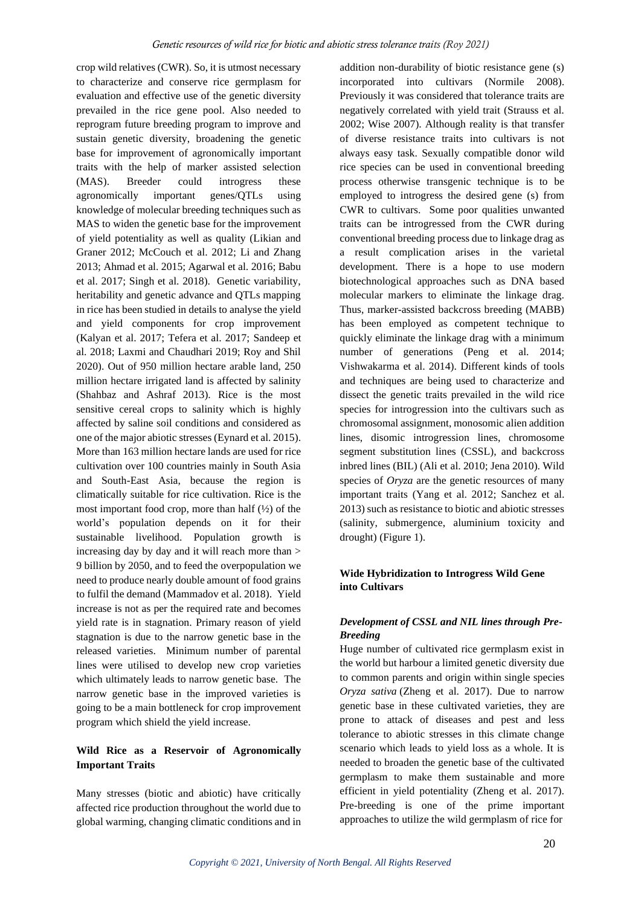crop wild relatives (CWR). So, it is utmost necessary to characterize and conserve rice germplasm for evaluation and effective use of the genetic diversity prevailed in the rice gene pool. Also needed to reprogram future breeding program to improve and sustain genetic diversity, broadening the genetic base for improvement of agronomically important traits with the help of marker assisted selection (MAS). Breeder could introgress these agronomically important genes/QTLs using knowledge of molecular breeding techniques such as MAS to widen the genetic base for the improvement of yield potentiality as well as quality (Likian and Graner 2012; McCouch et al. 2012; Li and Zhang 2013; Ahmad et al. 2015; Agarwal et al. 2016; Babu et al. 2017; Singh et al. 2018). Genetic variability, heritability and genetic advance and QTLs mapping in rice has been studied in details to analyse the yield and yield components for crop improvement (Kalyan et al. 2017; Tefera et al. 2017; Sandeep et al. 2018; Laxmi and Chaudhari 2019; Roy and Shil 2020). Out of 950 million hectare arable land, 250 million hectare irrigated land is affected by salinity (Shahbaz and Ashraf 2013). Rice is the most sensitive cereal crops to salinity which is highly affected by saline soil conditions and considered as one of the major abiotic stresses (Eynard et al. 2015). More than 163 million hectare lands are used for rice cultivation over 100 countries mainly in South Asia and South-East Asia, because the region is climatically suitable for rice cultivation. Rice is the most important food crop, more than half (½) of the world's population depends on it for their sustainable livelihood. Population growth is increasing day by day and it will reach more than > 9 billion by 2050, and to feed the overpopulation we need to produce nearly double amount of food grains to fulfil the demand (Mammadov et al. 2018). Yield increase is not as per the required rate and becomes yield rate is in stagnation. Primary reason of yield stagnation is due to the narrow genetic base in the released varieties. Minimum number of parental lines were utilised to develop new crop varieties which ultimately leads to narrow genetic base. The narrow genetic base in the improved varieties is going to be a main bottleneck for crop improvement program which shield the yield increase.

## Wild Rice as a Reservoir of Agronomically Important Traits

Many stresses (biotic and abiotic) have critically affected rice production throughout the world due to global warming, changing climatic conditions and in addition non-durability of biotic resistance gene (s) incorporated into cultivars (Normile 2008). Previously it was considered that tolerance traits are negatively correlated with yield trait (Strauss et al. 2002; Wise 2007). Although reality is that transfer of diverse resistance traits into cultivars is not always easy task. Sexually compatible donor wild rice species can be used in conventional breeding process otherwise transgenic technique is to be employed to introgress the desired gene (s) from CWR to cultivars. Some poor qualities unwanted traits can be introgressed from the CWR during conventional breeding process due to linkage drag as a result complication arises in the varietal development. There is a hope to use modern biotechnological approaches such as DNA based molecular markers to eliminate the linkage drag. Thus, marker-assisted backcross breeding (MABB) has been employed as competent technique to quickly eliminate the linkage drag with a minimum number of generations (Peng et al. 2014; Vishwakarma et al. 2014). Different kinds of tools and techniques are being used to characterize and dissect the genetic traits prevailed in the wild rice species for introgression into the cultivars such as chromosomal assignment, monosomic alien addition lines, disomic introgression lines, chromosome segment substitution lines (CSSL), and backcross inbred lines (BIL) (Ali et al. 2010; Jena 2010). Wild species of *Oryza* are the genetic resources of many important traits (Yang et al. 2012; Sanchez et al. 2013) such as resistance to biotic and abiotic stresses (salinity, submergence, aluminium toxicity and drought) (Figure 1).

## Wide Hybridization to Introgress Wild Gene into Cultivars

### *Development of CSSL and NIL lines through Pre-Breeding*

Huge number of cultivated rice germplasm exist in the world but harbour a limited genetic diversity due to common parents and origin within single species *Oryza sativa* (Zheng et al. 2017). Due to narrow genetic base in these cultivated varieties, they are prone to attack of diseases and pest and less tolerance to abiotic stresses in this climate change scenario which leads to yield loss as a whole. It is needed to broaden the genetic base of the cultivated germplasm to make them sustainable and more efficient in yield potentiality (Zheng et al. 2017). Pre-breeding is one of the prime important approaches to utilize the wild germplasm of rice for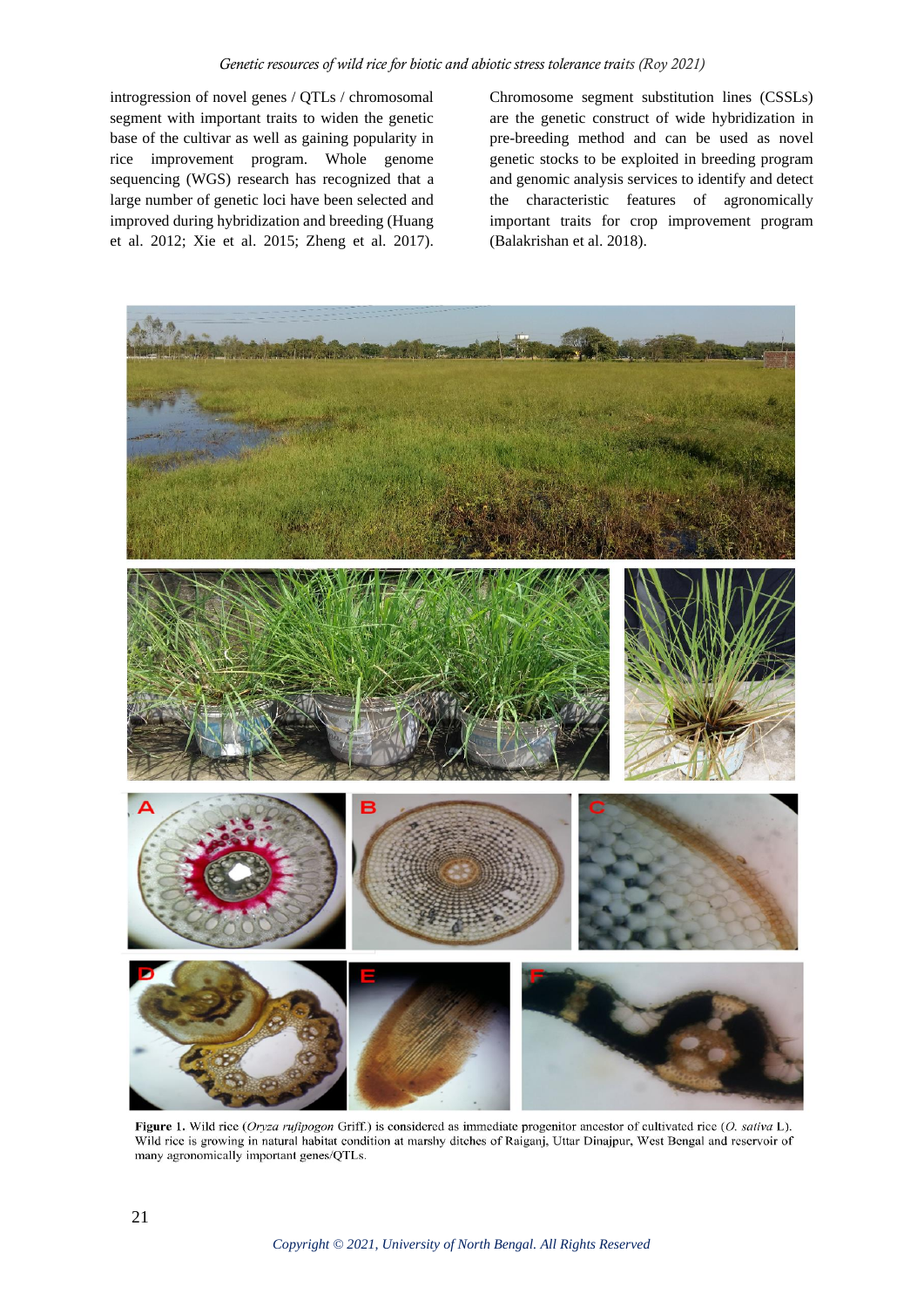introgression of novel genes / QTLs / chromosomal segment with important traits to widen the genetic base of the cultivar as well as gaining popularity in rice improvement program. Whole genome sequencing (WGS) research has recognized that a large number of genetic loci have been selected and improved during hybridization and breeding (Huang et al. 2012; Xie et al. 2015; Zheng et al. 2017). Chromosome segment substitution lines (CSSLs) are the genetic construct of wide hybridization in pre-breeding method and can be used as novel genetic stocks to be exploited in breeding program and genomic analysis services to identify and detect the characteristic features of agronomically important traits for crop improvement program (Balakrishan et al. 2018).

**Figure 1.** Wild rice (*Oryza rufipogon* Griff.) is considered as immediate progenitor ancestor of cultivated rice (*O. sativa* L). Wild rice is growing in natural habitat condition at marshy ditches of Raiganj, Uttar Dinajpur, West Bengal and reservoir of many agronomically important genes/QTLs.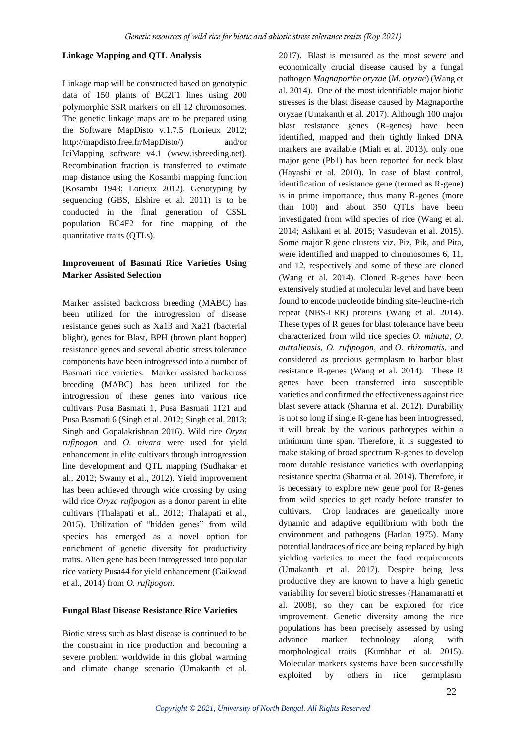**Linkage Mapping and QTL Analysis**

Linkage map will be constructed based on genotypic data of 150 plants of BC2F1 lines using 200 polymorphic SSR markers on all 12 chromosomes. The genetic linkage maps are to be prepared using the Software MapDisto v.1.7.5 (Lorieux 2012; http://mapdisto.free.fr/MapDisto/) and/or IciMapping software v4.1 (www.isbreeding.net). Recombination fraction is transferred to estimate map distance using the Kosambi mapping function (Kosambi 1943; Lorieux 2012). Genotyping by sequencing (GBS, Elshire et al. 2011) is to be conducted in the final generation of CSSL population BC4F2 for fine mapping of the quantitative traits (QTLs).

**Improvement of Basmati Rice Varieties Using Marker Assisted Selection**

Marker assisted backcross breeding (MABC) has been utilized for the introgression of disease resistance genes such as Xa13 and Xa21 (bacterial blight), genes for Blast, BPH (brown plant hopper) resistance genes and several abiotic stress tolerance components have been introgressed into a number of Basmati rice varieties. Marker assisted backcross breeding (MABC) has been utilized for the introgression of these genes into various rice cultivars Pusa Basmati 1, Pusa Basmati 1121 and Pusa Basmati 6 (Singh et al. 2012; Singh et al. 2013; Singh and Gopalakrishnan 2016). Wild rice *Oryza rufipogon* and *O. nivara* were used for yield enhancement in elite cultivars through introgression line development and QTL mapping (Sudhakar et al., 2012; Swamy et al., 2012). Yield improvement has been achieved through wide crossing by using wild rice *Oryza rufipogon* as a donor parent in elite cultivars (Thalapati et al., 2012; Thalapati et al., 2015). Utilization of "hidden genes" from wild species has emerged as a novel option for enrichment of genetic diversity for productivity traits. Alien gene has been introgressed into popular rice variety Pusa44 for yield enhancement (Gaikwad et al., 2014) from *O. rufipogon*.

**Fungal Blast Disease Resistance Rice Varieties**

Biotic stress such as blast disease is continued to be the constraint in rice production and becoming a severe problem worldwide in this global warming and climate change scenario (Umakanth et al. 2017). Blast is measured as the most severe and economically crucial disease caused by a fungal pathogen *Magnaporthe oryzae* (*M. oryzae*) (Wang et al. 2014). One of the most identifiable major biotic stresses is the blast disease caused by Magnaporthe oryzae (Umakanth et al. 2017). Although 100 major blast resistance genes (R-genes) have been identified, mapped and their tightly linked DNA markers are available (Miah et al. 2013), only one major gene (Pb1) has been reported for neck blast (Hayashi et al. 2010). In case of blast control, identification of resistance gene (termed as R-gene) is in prime importance, thus many R-genes (more than 100) and about 350 QTLs have been investigated from wild species of rice (Wang et al. 2014; Ashkani et al. 2015; Vasudevan et al. 2015). Some major R gene clusters viz. Piz, Pik, and Pita, were identified and mapped to chromosomes 6, 11, and 12, respectively and some of these are cloned (Wang et al. 2014). Cloned R-genes have been extensively studied at molecular level and have been found to encode nucleotide binding site-leucine-rich repeat (NBS-LRR) proteins (Wang et al. 2014). These types of R genes for blast tolerance have been characterized from wild rice species *O. minuta, O. autraliensis, O. rufipogon,* and *O. rhizomatis,* and considered as precious germplasm to harbor blast resistance R-genes (Wang et al. 2014). These R genes have been transferred into susceptible varieties and confirmed the effectiveness against rice blast severe attack (Sharma et al. 2012). Durability is not so long if single R-gene has been introgressed, it will break by the various pathotypes within a minimum time span. Therefore, it is suggested to make staking of broad spectrum R-genes to develop more durable resistance varieties with overlapping resistance spectra (Sharma et al. 2014). Therefore, it is necessary to explore new gene pool for R-genes from wild species to get ready before transfer to cultivars. Crop landraces are genetically more dynamic and adaptive equilibrium with both the environment and pathogens (Harlan 1975). Many potential landraces of rice are being replaced by high yielding varieties to meet the food requirements (Umakanth et al. 2017). Despite being less productive they are known to have a high genetic variability for several biotic stresses (Hanamaratti et al. 2008), so they can be explored for rice improvement. Genetic diversity among the rice populations has been precisely assessed by using advance marker technology along with morphological traits (Kumbhar et al. 2015). Molecular markers systems have been successfully exploited by others in rice germplasm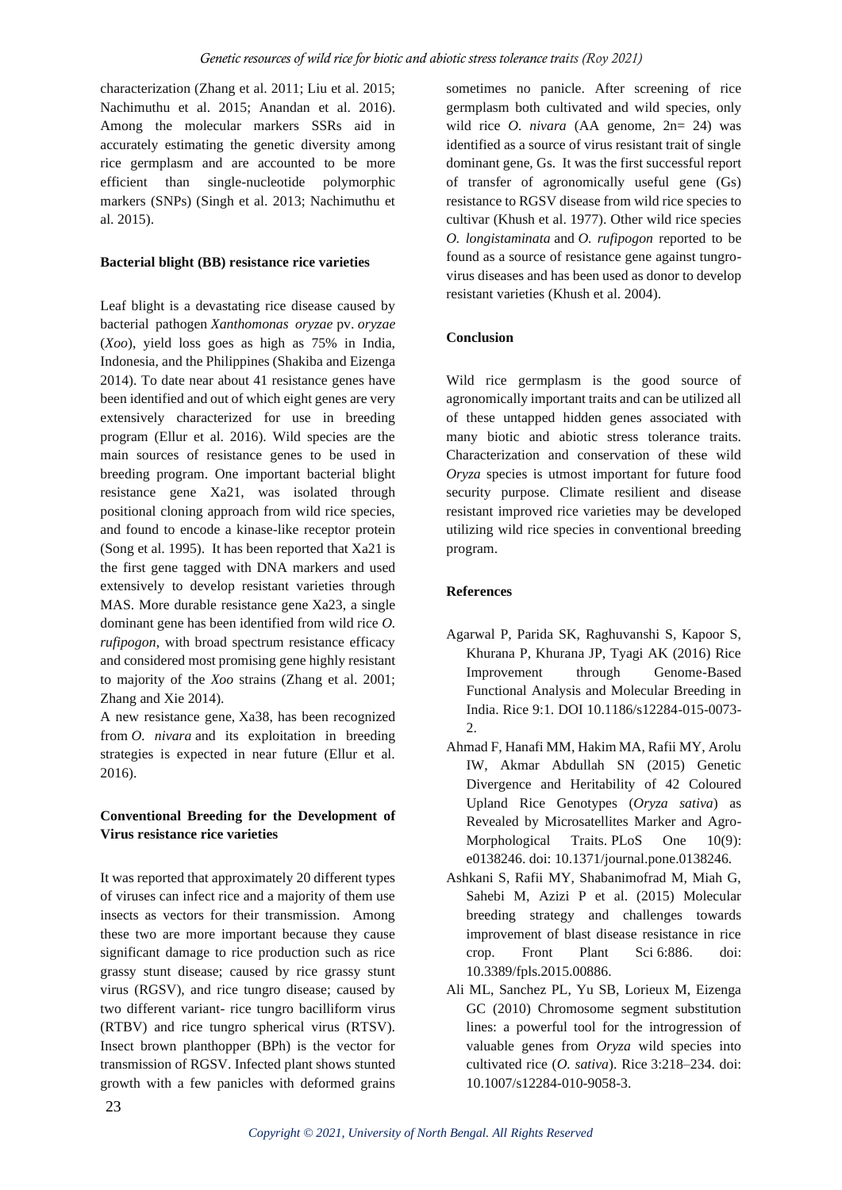characterization (Zhang et al. 2011; Liu et al. 2015; Nachimuthu et al. 2015; Anandan et al. 2016). Among the molecular markers SSRs aid in accurately estimating the genetic diversity among rice germplasm and are accounted to be more efficient than single-nucleotide polymorphic markers (SNPs) (Singh et al. 2013; Nachimuthu et al. 2015).

**Bacterial blight (BB) resistance rice varieties**

Leaf blight is a devastating rice disease caused by bacterial pathogen *Xanthomonas oryzae* pv. *oryzae* (*Xoo*), yield loss goes as high as 75% in India, Indonesia, and the Philippines (Shakiba and Eizenga 2014). To date near about 41 resistance genes have been identified and out of which eight genes are very extensively characterized for use in breeding program (Ellur et al. 2016). Wild species are the main sources of resistance genes to be used in breeding program. One important bacterial blight resistance gene Xa21, was isolated through positional cloning approach from wild rice species, and found to encode a kinase-like receptor protein (Song et al. 1995). It has been reported that Xa21 is the first gene tagged with DNA markers and used extensively to develop resistant varieties through MAS. More durable resistance gene Xa23, a single dominant gene has been identified from wild rice *O. rufipogon*, with broad spectrum resistance efficacy and considered most promising gene highly resistant to majority of the *Xoo* strains (Zhang et al. 2001; Zhang and Xie 2014).

A new resistance gene, Xa38, has been recognized from *O. nivara* and its exploitation in breeding strategies is expected in near future (Ellur et al. 2016).

**Conventional Breeding for the Development of Virus resistance rice varieties**

It was reported that approximately 20 different types of viruses can infect rice and a majority of them use insects as vectors for their transmission. Among these two are more important because they cause significant damage to rice production such as rice grassy stunt disease; caused by rice grassy stunt virus (RGSV), and rice tungro disease; caused by two different variant- rice tungro bacilliform virus (RTBV) and rice tungro spherical virus (RTSV). Insect brown planthopper (BPh) is the vector for transmission of RGSV. Infected plant shows stunted growth with a few panicles with deformed grains sometimes no panicle. After screening of rice germplasm both cultivated and wild species, only wild rice *O. nivara* (AA genome, 2n= 24) was identified as a source of virus resistant trait of single dominant gene, Gs. It was the first successful report of transfer of agronomically useful gene (Gs) resistance to RGSV disease from wild rice species to cultivar (Khush et al. 1977). Other wild rice species *O. longistaminata* and *O. rufipogon* reported to be found as a source of resistance gene against tungro-virus diseases and has been used as donor to develop resistant varieties (Khush et al. 2004).

**Conclusion**

Wild rice germplasm is the good source of agronomically important traits and can be utilized all of these untapped hidden genes associated with many biotic and abiotic stress tolerance traits. Characterization and conservation of these wild *Oryza* species is utmost important for future food security purpose. Climate resilient and disease resistant improved rice varieties may be developed utilizing wild rice species in conventional breeding program.

**References**

- Agarwal P, Parida SK, Raghuvanshi S, Kapoor S, Khurana P, Khurana JP, Tyagi AK (2016) Rice Improvement through Genome-Based Functional Analysis and Molecular Breeding in India. Rice 9:1. DOI 10.1186/s12284-015-0073-2.
- Ahmad F, Hanafi MM, Hakim MA, Rafii MY, Arolu IW, Akmar Abdullah SN (2015) Genetic Divergence and Heritability of 42 Coloured Upland Rice Genotypes (*Oryza sativa*) as Revealed by Microsatellites Marker and Agro-Morphological Traits. PLoS One 10(9): e0138246. doi: 10.1371/journal.pone.0138246.
- Ashkani S, Rafii MY, Shabanimofrad M, Miah G, Sahebi M, Azizi P et al. (2015) Molecular breeding strategy and challenges towards improvement of blast disease resistance in rice crop. Front Plant Sci 6:886. doi: 10.3389/fpls.2015.00886.
- Ali ML, Sanchez PL, Yu SB, Lorieux M, Eizenga GC (2010) Chromosome segment substitution lines: a powerful tool for the introgression of valuable genes from *Oryza* wild species into cultivated rice (*O. sativa*). Rice 3:218–234. doi: 10.1007/s12284-010-9058-3.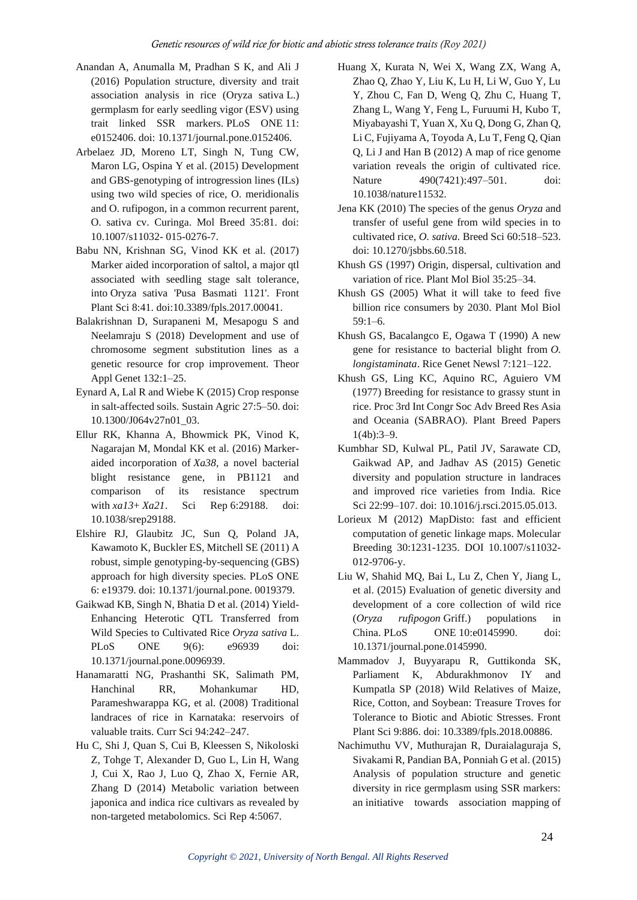Anandan A, Anumalla M, Pradhan S K, and Ali J (2016) Population structure, diversity and trait association analysis in rice (Oryza sativa L.) germplasm for early seedling vigor (ESV) using trait linked SSR markers. PLoS ONE 11: e0152406. doi: 10.1371/journal.pone.0152406.

Arbelaez JD, Moreno LT, Singh N, Tung CW, Maron LG, Ospina Y et al. (2015) Development and GBS-genotyping of introgression lines (ILs) using two wild species of rice, O. meridionalis and O. rufipogon, in a common recurrent parent, O. sativa cv. Curinga. Mol Breed 35:81. doi: 10.1007/s11032- 015-0276-7.

Babu NN, Krishnan SG, Vinod KK et al. (2017) Marker aided incorporation of saltol, a major qtl associated with seedling stage salt tolerance, into Oryza sativa 'Pusa Basmati 1121'. Front Plant Sci 8:41. doi:10.3389/fpls.2017.00041.

Balakrishnan D, Surapaneni M, Mesapogu S and Neelamraju S (2018) Development and use of chromosome segment substitution lines as a genetic resource for crop improvement. Theor Appl Genet 132:1–25.

Eynard A, Lal R and Wiebe K (2015) Crop response in salt-affected soils. Sustain Agric 27:5–50. doi: 10.1300/J064v27n01_03.

Ellur RK, Khanna A, Bhowmick PK, Vinod K, Nagarajan M, Mondal KK et al. (2016) Marker-aided incorporation of *Xa38*, a novel bacterial blight resistance gene, in PB1121 and comparison of its resistance spectrum with *xa13+ Xa21*. Sci Rep 6:29188. doi: 10.1038/srep29188.

Elshire RJ, Glaubitz JC, Sun Q, Poland JA, Kawamoto K, Buckler ES, Mitchell SE (2011) A robust, simple genotyping-by-sequencing (GBS) approach for high diversity species. PLoS ONE 6: e19379. doi: 10.1371/journal.pone. 0019379.

Gaikwad KB, Singh N, Bhatia D et al. (2014) Yield-Enhancing Heterotic QTL Transferred from Wild Species to Cultivated Rice *Oryza sativa* L. PLoS ONE 9(6): e96939 doi: 10.1371/journal.pone.0096939.

Hanamaratti NG, Prashanthi SK, Salimath PM, Hanchinal RR, Mohankumar HD, Parameshwarappa KG, et al. (2008) Traditional landraces of rice in Karnataka: reservoirs of valuable traits. Curr Sci 94:242–247.

Hu C, Shi J, Quan S, Cui B, Kleessen S, Nikoloski Z, Tohge T, Alexander D, Guo L, Lin H, Wang J, Cui X, Rao J, Luo Q, Zhao X, Fernie AR, Zhang D (2014) Metabolic variation between japonica and indica rice cultivars as revealed by non-targeted metabolomics. Sci Rep 4:5067.

Huang X, Kurata N, Wei X, Wang ZX, Wang A, Zhao Q, Zhao Y, Liu K, Lu H, Li W, Guo Y, Lu Y, Zhou C, Fan D, Weng Q, Zhu C, Huang T, Zhang L, Wang Y, Feng L, Furuumi H, Kubo T, Miyabayashi T, Yuan X, Xu Q, Dong G, Zhan Q, Li C, Fujiyama A, Toyoda A, Lu T, Feng Q, Qian Q, Li J and Han B (2012) A map of rice genome variation reveals the origin of cultivated rice. Nature 490(7421):497–501. doi: 10.1038/nature11532.

Jena KK (2010) The species of the genus *Oryza* and transfer of useful gene from wild species in to cultivated rice, *O. sativa.* Breed Sci 60:518–523. doi: 10.1270/jsbbs.60.518.

Khush GS (1997) Origin, dispersal, cultivation and variation of rice. Plant Mol Biol 35:25–34.

Khush GS (2005) What it will take to feed five billion rice consumers by 2030. Plant Mol Biol 59:1–6.

Khush GS, Bacalangco E, Ogawa T (1990) A new gene for resistance to bacterial blight from *O. longistaminata*. Rice Genet Newsl 7:121–122.

Khush GS, Ling KC, Aquino RC, Aguiero VM (1977) Breeding for resistance to grassy stunt in rice. Proc 3rd Int Congr Soc Adv Breed Res Asia and Oceania (SABRAO). Plant Breed Papers 1(4b):3–9.

Kumbhar SD, Kulwal PL, Patil JV, Sarawate CD, Gaikwad AP, and Jadhav AS (2015) Genetic diversity and population structure in landraces and improved rice varieties from India. Rice Sci 22:99–107. doi: 10.1016/j.rsci.2015.05.013.

Lorieux M (2012) MapDisto: fast and efficient computation of genetic linkage maps. Molecular Breeding 30:1231-1235. DOI 10.1007/s11032-012-9706-y.

Liu W, Shahid MQ, Bai L, Lu Z, Chen Y, Jiang L, et al. (2015) Evaluation of genetic diversity and development of a core collection of wild rice (*Oryza rufipogon* Griff.) populations in China. PLoS ONE 10:e0145990. doi: 10.1371/journal.pone.0145990.

Mammadov J, Buyyarapu R, Guttikonda SK, Parliament K, Abdurakhmonov IY and Kumpatla SP (2018) Wild Relatives of Maize, Rice, Cotton, and Soybean: Treasure Troves for Tolerance to Biotic and Abiotic Stresses. Front Plant Sci 9:886. doi: 10.3389/fpls.2018.00886.

Nachimuthu VV, Muthurajan R, Duraialaguraja S, Sivakami R, Pandian BA, Ponniah G et al. (2015) Analysis of population structure and genetic diversity in rice germplasm using SSR markers: an initiative towards association mapping of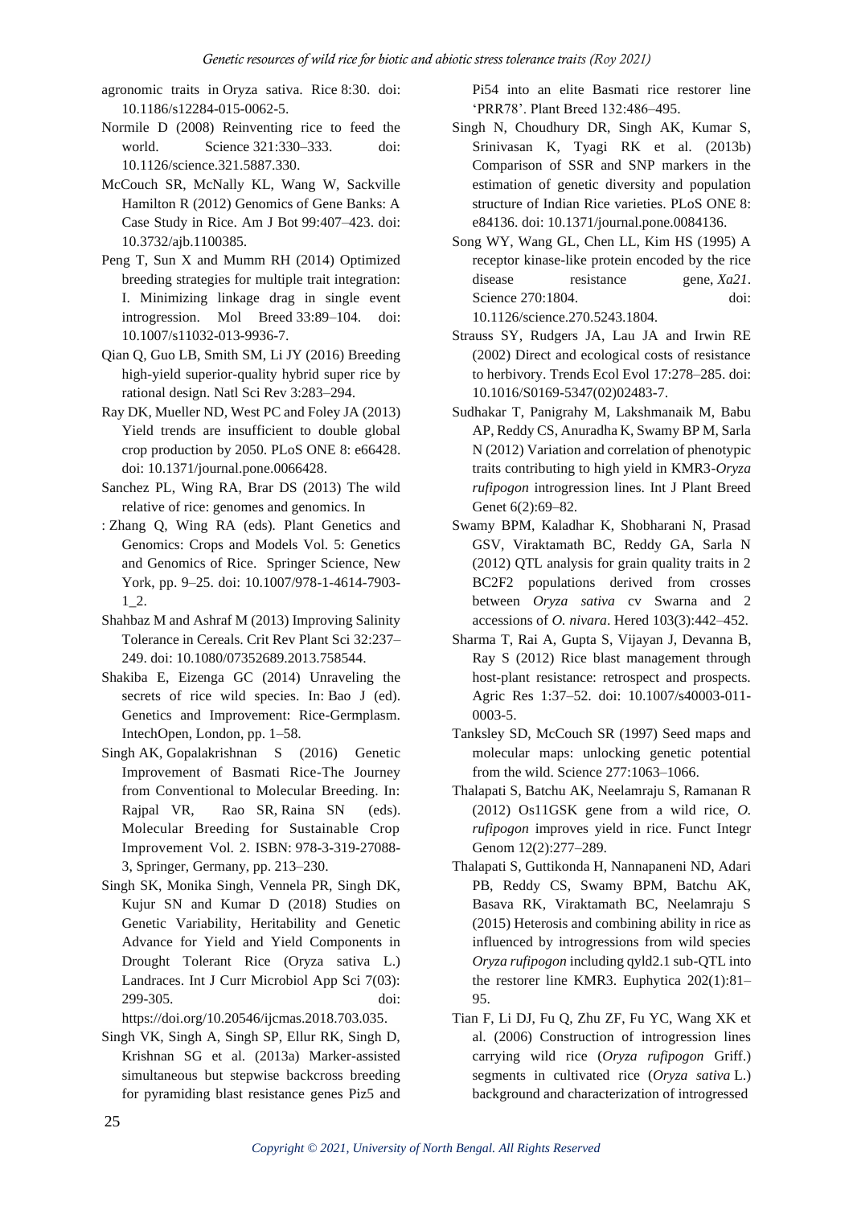agronomic traits in Oryza sativa. Rice 8:30. doi: 10.1186/s12284-015-0062-5.

Normile D (2008) Reinventing rice to feed the world. Science 321:330–333. doi: 10.1126/science.321.5887.330.

McCouch SR, McNally KL, Wang W, Sackville Hamilton R (2012) Genomics of Gene Banks: A Case Study in Rice. Am J Bot 99:407–423. doi: 10.3732/ajb.1100385.

Peng T, Sun X and Mumm RH (2014) Optimized breeding strategies for multiple trait integration: I. Minimizing linkage drag in single event introgression. Mol Breed 33:89–104. doi: 10.1007/s11032-013-9936-7.

Qian Q, Guo LB, Smith SM, Li JY (2016) Breeding high-yield superior-quality hybrid super rice by rational design. Natl Sci Rev 3:283–294.

Ray DK, Mueller ND, West PC and Foley JA (2013) Yield trends are insufficient to double global crop production by 2050. PLoS ONE 8: e66428. doi: 10.1371/journal.pone.0066428.

Sanchez PL, Wing RA, Brar DS (2013) The wild relative of rice: genomes and genomics. In : Zhang Q, Wing RA (eds). Plant Genetics and Genomics: Crops and Models Vol. 5: Genetics and Genomics of Rice. Springer Science, New York, pp. 9–25. doi: 10.1007/978-1-4614-7903-1_2.

Shahbaz M and Ashraf M (2013) Improving Salinity Tolerance in Cereals. Crit Rev Plant Sci 32:237–249. doi: 10.1080/07352689.2013.758544.

Shakiba E, Eizenga GC (2014) Unraveling the secrets of rice wild species. In: Bao J (ed). Genetics and Improvement: Rice-Germplasm. IntechOpen, London, pp. 1–58.

Singh AK, Gopalakrishnan S (2016) Genetic Improvement of Basmati Rice-The Journey from Conventional to Molecular Breeding. In: Rajpal VR, Rao SR, Raina SN (eds). Molecular Breeding for Sustainable Crop Improvement Vol. 2. ISBN: 978-3-319-27088-3, Springer, Germany, pp. 213–230.

Singh SK, Monika Singh, Vennela PR, Singh DK, Kujur SN and Kumar D (2018) Studies on Genetic Variability, Heritability and Genetic Advance for Yield and Yield Components in Drought Tolerant Rice (Oryza sativa L.) Landraces. Int J Curr Microbiol App Sci 7(03): 299-305. doi: https://doi.org/10.20546/ijcmas.2018.703.035.

Singh VK, Singh A, Singh SP, Ellur RK, Singh D, Krishnan SG et al. (2013a) Marker-assisted simultaneous but stepwise backcross breeding for pyramiding blast resistance genes Piz5 and Pi54 into an elite Basmati rice restorer line 'PRR78'. Plant Breed 132:486–495.

Singh N, Choudhury DR, Singh AK, Kumar S, Srinivasan K, Tyagi RK et al. (2013b) Comparison of SSR and SNP markers in the estimation of genetic diversity and population structure of Indian Rice varieties. PLoS ONE 8: e84136. doi: 10.1371/journal.pone.0084136.

Song WY, Wang GL, Chen LL, Kim HS (1995) A receptor kinase-like protein encoded by the rice disease resistance gene, *Xa21*. Science 270:1804. doi: 10.1126/science.270.5243.1804.

Strauss SY, Rudgers JA, Lau JA and Irwin RE (2002) Direct and ecological costs of resistance to herbivory. Trends Ecol Evol 17:278–285. doi: 10.1016/S0169-5347(02)02483-7.

Sudhakar T, Panigrahy M, Lakshmanaik M, Babu AP, Reddy CS, Anuradha K, Swamy BP M, Sarla N (2012) Variation and correlation of phenotypic traits contributing to high yield in KMR3-*Oryza rufipogon* introgression lines. Int J Plant Breed Genet 6(2):69–82.

Swamy BPM, Kaladhar K, Shobharani N, Prasad GSV, Viraktamath BC, Reddy GA, Sarla N (2012) QTL analysis for grain quality traits in 2 BC2F2 populations derived from crosses between *Oryza sativa* cv Swarna and 2 accessions of *O. nivara*. Hered 103(3):442–452.

Sharma T, Rai A, Gupta S, Vijayan J, Devanna B, Ray S (2012) Rice blast management through host-plant resistance: retrospect and prospects. Agric Res 1:37–52. doi: 10.1007/s40003-011-0003-5.

Tanksley SD, McCouch SR (1997) Seed maps and molecular maps: unlocking genetic potential from the wild. Science 277:1063–1066.

Thalapati S, Batchu AK, Neelamraju S, Ramanan R (2012) Os11GSK gene from a wild rice, *O. rufipogon* improves yield in rice. Funct Integr Genom 12(2):277–289.

Thalapati S, Guttikonda H, Nannapaneni ND, Adari PB, Reddy CS, Swamy BPM, Batchu AK, Basava RK, Viraktamath BC, Neelamraju S (2015) Heterosis and combining ability in rice as influenced by introgressions from wild species *Oryza rufipogon* including qyld2.1 sub-QTL into the restorer line KMR3. Euphytica 202(1):81–95.

Tian F, Li DJ, Fu Q, Zhu ZF, Fu YC, Wang XK et al. (2006) Construction of introgression lines carrying wild rice (*Oryza rufipogon* Griff.) segments in cultivated rice (*Oryza sativa* L.) background and characterization of introgressed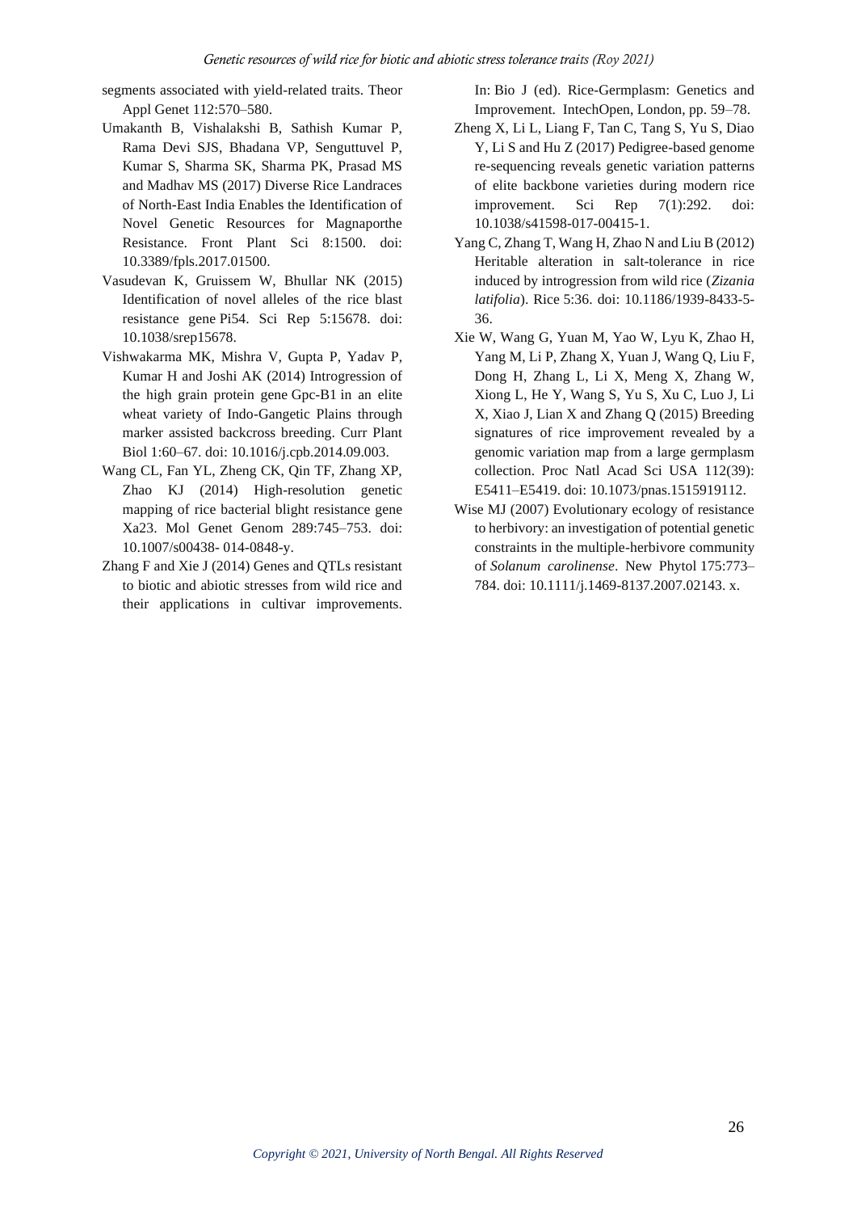segments associated with yield-related traits. Theor Appl Genet 112:570–580.

Umakanth B, Vishalakshi B, Sathish Kumar P, Rama Devi SJS, Bhadana VP, Senguttuvel P, Kumar S, Sharma SK, Sharma PK, Prasad MS and Madhav MS (2017) Diverse Rice Landraces of North-East India Enables the Identification of Novel Genetic Resources for Magnaporthe Resistance. Front Plant Sci 8:1500. doi: 10.3389/fpls.2017.01500.

Vasudevan K, Gruissem W, Bhullar NK (2015) Identification of novel alleles of the rice blast resistance gene Pi54. Sci Rep 5:15678. doi: 10.1038/srep15678.

Vishwakarma MK, Mishra V, Gupta P, Yadav P, Kumar H and Joshi AK (2014) Introgression of the high grain protein gene Gpc-B1 in an elite wheat variety of Indo-Gangetic Plains through marker assisted backcross breeding. Curr Plant Biol 1:60–67. doi: 10.1016/j.cpb.2014.09.003.

Wang CL, Fan YL, Zheng CK, Qin TF, Zhang XP, Zhao KJ (2014) High-resolution genetic mapping of rice bacterial blight resistance gene Xa23. Mol Genet Genom 289:745–753. doi: 10.1007/s00438- 014-0848-y.

Zhang F and Xie J (2014) Genes and QTLs resistant to biotic and abiotic stresses from wild rice and their applications in cultivar improvements. In: Bio J (ed). Rice-Germplasm: Genetics and Improvement. IntechOpen, London, pp. 59–78.

Zheng X, Li L, Liang F, Tan C, Tang S, Yu S, Diao Y, Li S and Hu Z (2017) Pedigree-based genome re-sequencing reveals genetic variation patterns of elite backbone varieties during modern rice improvement. Sci Rep 7(1):292. doi: 10.1038/s41598-017-00415-1.

Yang C, Zhang T, Wang H, Zhao N and Liu B (2012) Heritable alteration in salt-tolerance in rice induced by introgression from wild rice (*Zizania latifolia*). Rice 5:36. doi: 10.1186/1939-8433-5-36.

Xie W, Wang G, Yuan M, Yao W, Lyu K, Zhao H, Yang M, Li P, Zhang X, Yuan J, Wang Q, Liu F, Dong H, Zhang L, Li X, Meng X, Zhang W, Xiong L, He Y, Wang S, Yu S, Xu C, Luo J, Li X, Xiao J, Lian X and Zhang Q (2015) Breeding signatures of rice improvement revealed by a genomic variation map from a large germplasm collection. Proc Natl Acad Sci USA 112(39): E5411–E5419. doi: 10.1073/pnas.1515919112.

Wise MJ (2007) Evolutionary ecology of resistance to herbivory: an investigation of potential genetic constraints in the multiple-herbivore community of *Solanum carolinense*. New Phytol 175:773–784. doi: 10.1111/j.1469-8137.2007.02143. x.